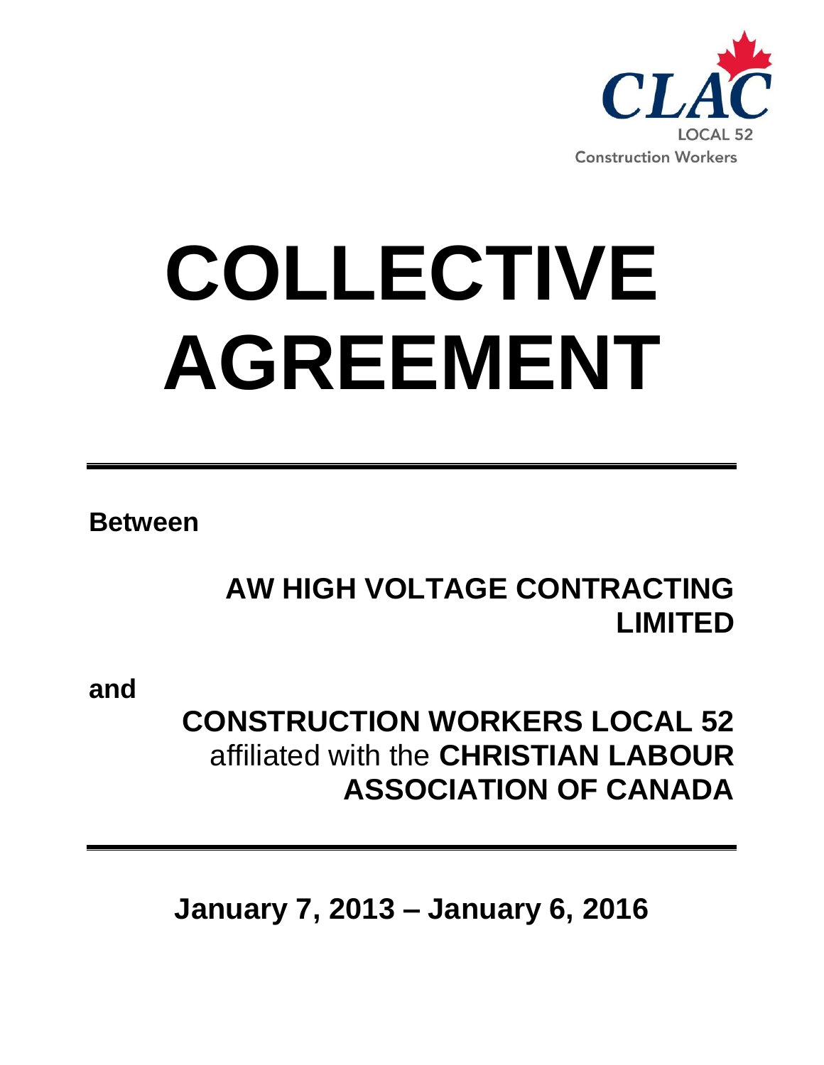CLAC

LOCAL 52

Construction Workers

# COLLECTIVE AGREEMENT

---

**Between**

**AW HIGH VOLTAGE CONTRACTING LIMITED**

**and**

**CONSTRUCTION WORKERS LOCAL 52** affiliated with the **CHRISTIAN LABOUR ASSOCIATION OF CANADA**

---

**January 7, 2013 – January 6, 2016**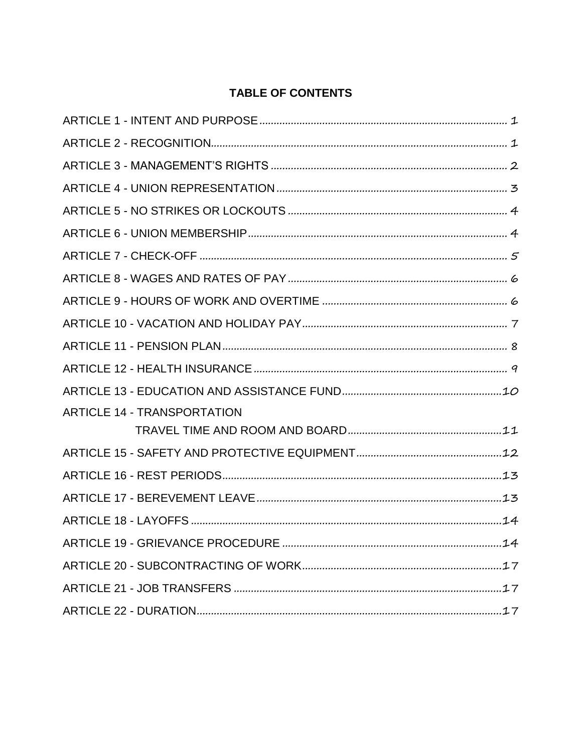# TABLE OF CONTENTS

| | |
|---|---|
| ARTICLE 1 - INTENT AND PURPOSE | 1 |
| ARTICLE 2 - RECOGNITION | 1 |
| ARTICLE 3 - MANAGEMENT'S RIGHTS | 2 |
| ARTICLE 4 - UNION REPRESENTATION | 3 |
| ARTICLE 5 - NO STRIKES OR LOCKOUTS | 4 |
| ARTICLE 6 - UNION MEMBERSHIP | 4 |
| ARTICLE 7 - CHECK-OFF | 5 |
| ARTICLE 8 - WAGES AND RATES OF PAY | 6 |
| ARTICLE 9 - HOURS OF WORK AND OVERTIME | 6 |
| ARTICLE 10 - VACATION AND HOLIDAY PAY | 7 |
| ARTICLE 11 - PENSION PLAN | 8 |
| ARTICLE 12 - HEALTH INSURANCE | 9 |
| ARTICLE 13 - EDUCATION AND ASSISTANCE FUND | 10 |
| ARTICLE 14 - TRANSPORTATION TRAVEL TIME AND ROOM AND BOARD | 11 |
| ARTICLE 15 - SAFETY AND PROTECTIVE EQUIPMENT | 12 |
| ARTICLE 16 - REST PERIODS | 13 |
| ARTICLE 17 - BEREVEMENT LEAVE | 13 |
| ARTICLE 18 - LAYOFFS | 14 |
| ARTICLE 19 - GRIEVANCE PROCEDURE | 14 |
| ARTICLE 20 - SUBCONTRACTING OF WORK | 17 |
| ARTICLE 21 - JOB TRANSFERS | 17 |
| ARTICLE 22 - DURATION | 17 |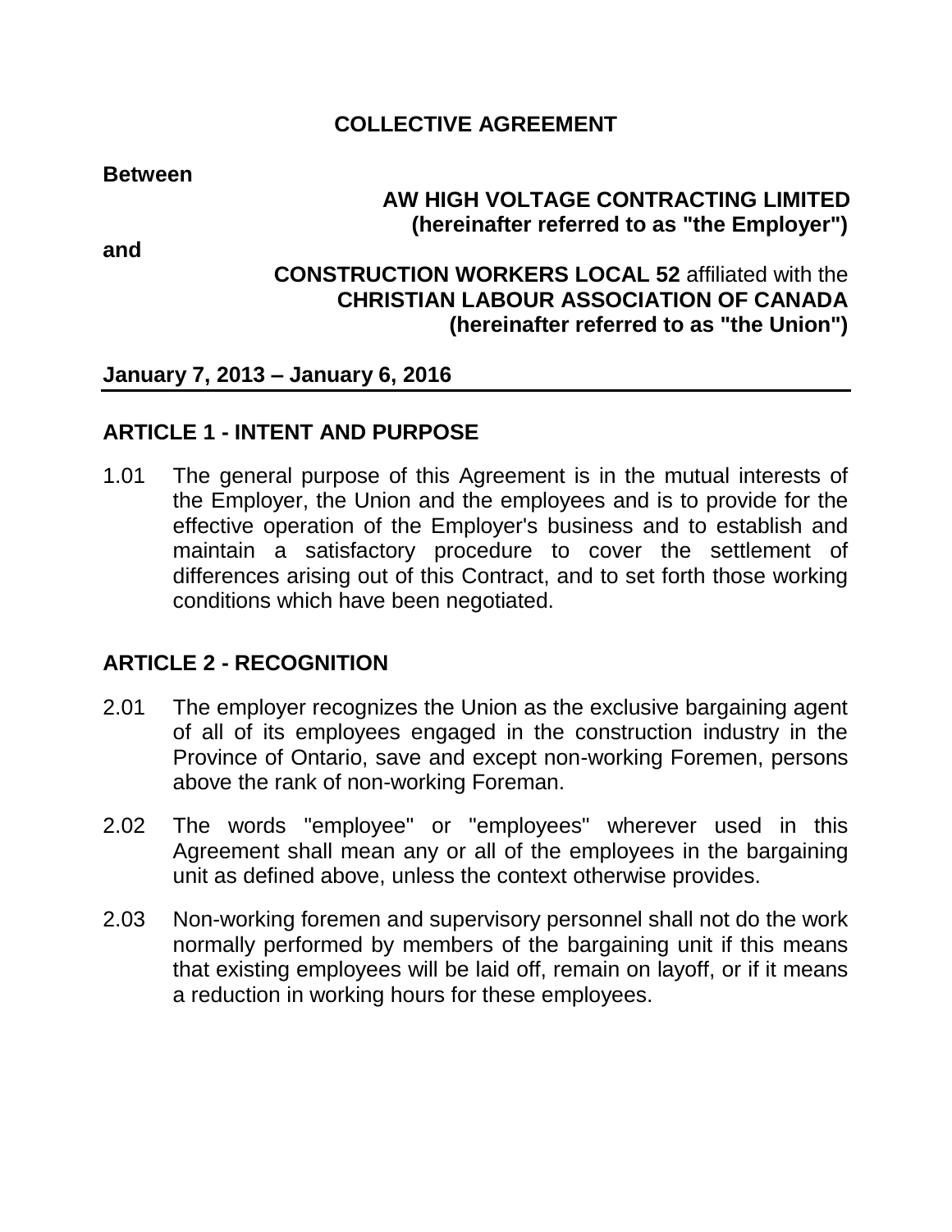# COLLECTIVE AGREEMENT

**Between**

**AW HIGH VOLTAGE CONTRACTING LIMITED**
**(hereinafter referred to as "the Employer")**

**and**

**CONSTRUCTION WORKERS LOCAL 52** affiliated with the
**CHRISTIAN LABOUR ASSOCIATION OF CANADA**
**(hereinafter referred to as "the Union")**

**January 7, 2013 – January 6, 2016**

## ARTICLE 1 - INTENT AND PURPOSE

1.01 The general purpose of this Agreement is in the mutual interests of the Employer, the Union and the employees and is to provide for the effective operation of the Employer's business and to establish and maintain a satisfactory procedure to cover the settlement of differences arising out of this Contract, and to set forth those working conditions which have been negotiated.

## ARTICLE 2 - RECOGNITION

2.01 The employer recognizes the Union as the exclusive bargaining agent of all of its employees engaged in the construction industry in the Province of Ontario, save and except non-working Foremen, persons above the rank of non-working Foreman.

2.02 The words "employee" or "employees" wherever used in this Agreement shall mean any or all of the employees in the bargaining unit as defined above, unless the context otherwise provides.

2.03 Non-working foremen and supervisory personnel shall not do the work normally performed by members of the bargaining unit if this means that existing employees will be laid off, remain on layoff, or if it means a reduction in working hours for these employees.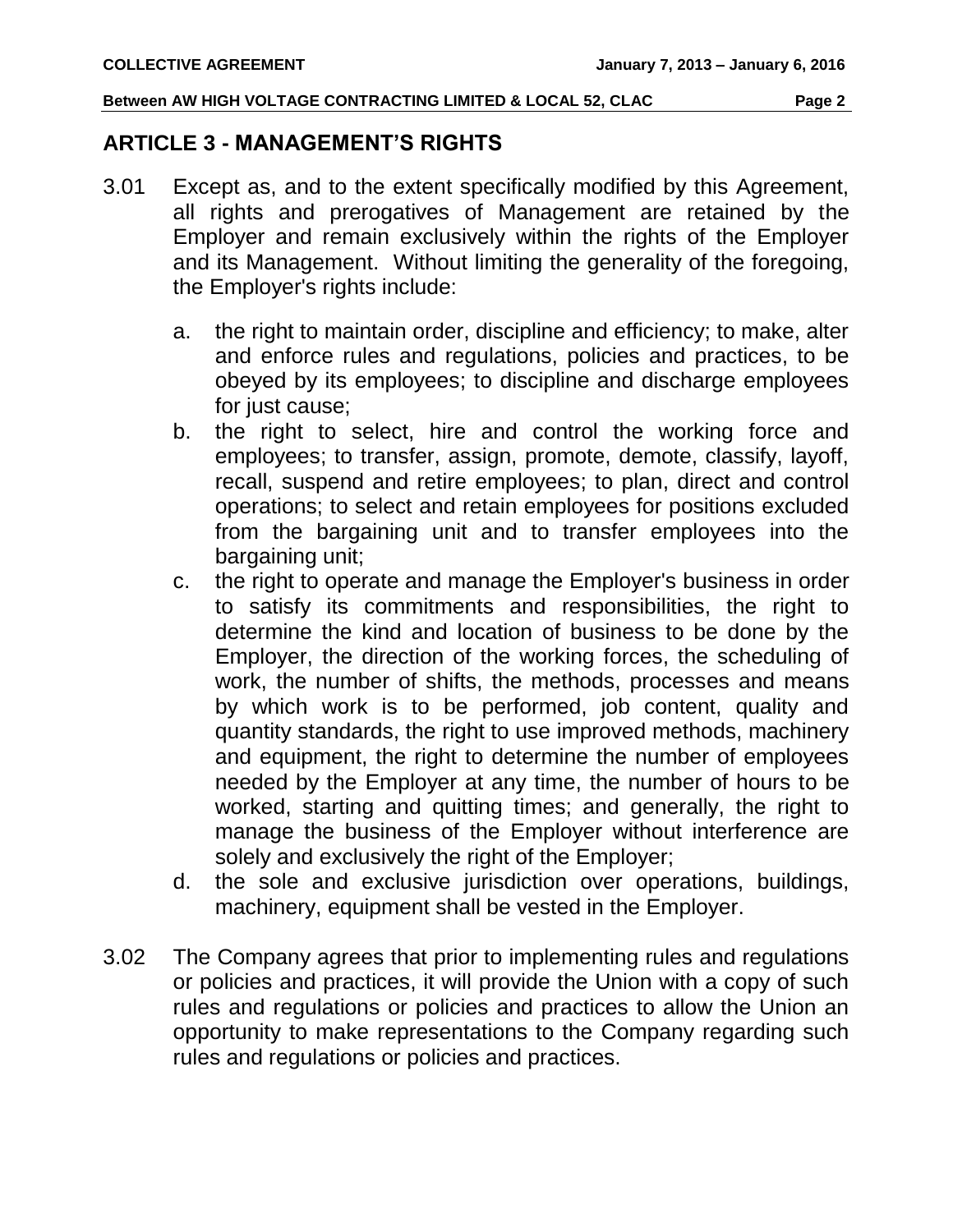## ARTICLE 3 - MANAGEMENT'S RIGHTS

3.01 Except as, and to the extent specifically modified by this Agreement, all rights and prerogatives of Management are retained by the Employer and remain exclusively within the rights of the Employer and its Management. Without limiting the generality of the foregoing, the Employer's rights include:

a. the right to maintain order, discipline and efficiency; to make, alter and enforce rules and regulations, policies and practices, to be obeyed by its employees; to discipline and discharge employees for just cause;

b. the right to select, hire and control the working force and employees; to transfer, assign, promote, demote, classify, layoff, recall, suspend and retire employees; to plan, direct and control operations; to select and retain employees for positions excluded from the bargaining unit and to transfer employees into the bargaining unit;

c. the right to operate and manage the Employer's business in order to satisfy its commitments and responsibilities, the right to determine the kind and location of business to be done by the Employer, the direction of the working forces, the scheduling of work, the number of shifts, the methods, processes and means by which work is to be performed, job content, quality and quantity standards, the right to use improved methods, machinery and equipment, the right to determine the number of employees needed by the Employer at any time, the number of hours to be worked, starting and quitting times; and generally, the right to manage the business of the Employer without interference are solely and exclusively the right of the Employer;

d. the sole and exclusive jurisdiction over operations, buildings, machinery, equipment shall be vested in the Employer.

3.02 The Company agrees that prior to implementing rules and regulations or policies and practices, it will provide the Union with a copy of such rules and regulations or policies and practices to allow the Union an opportunity to make representations to the Company regarding such rules and regulations or policies and practices.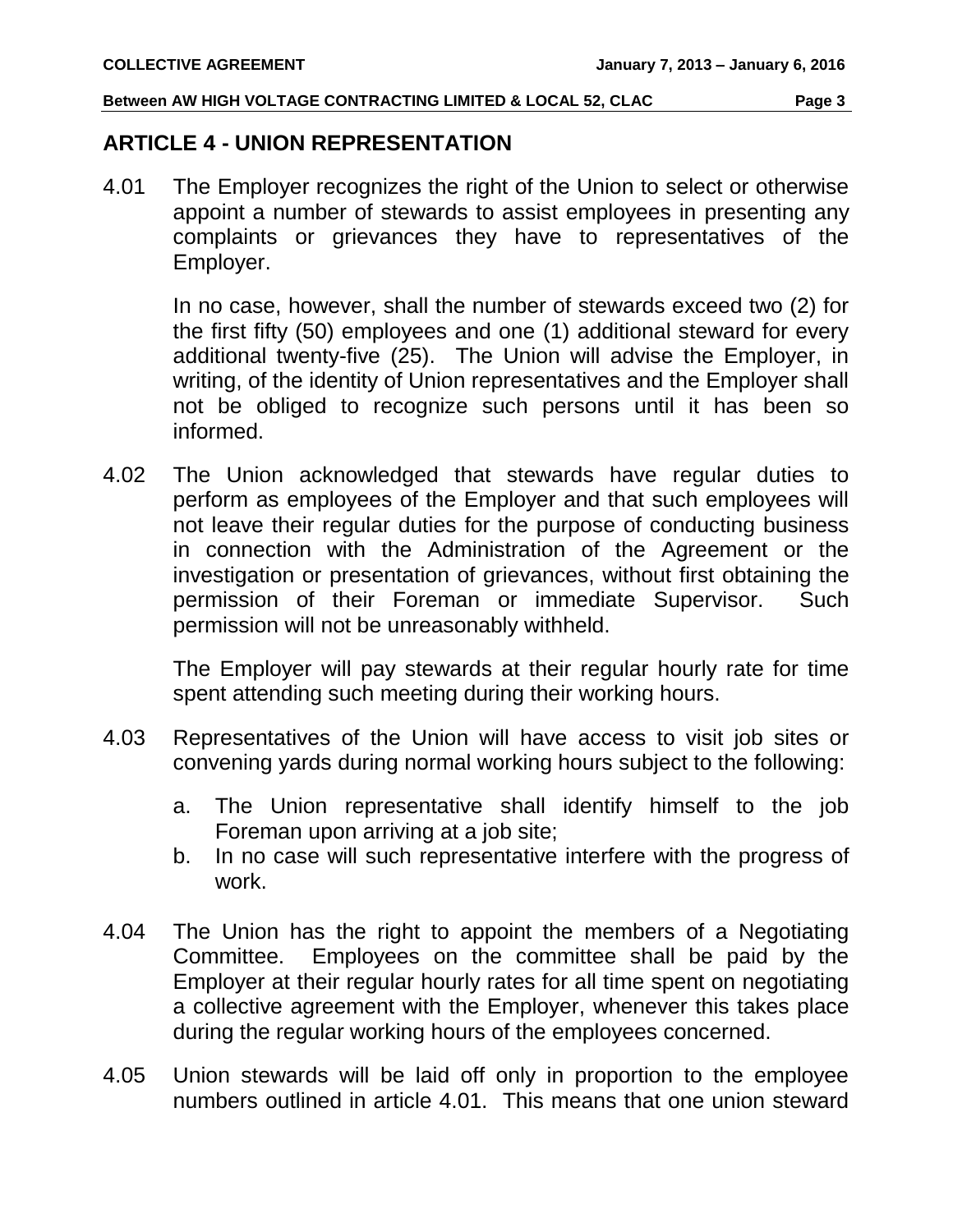## ARTICLE 4 - UNION REPRESENTATION

4.01 The Employer recognizes the right of the Union to select or otherwise appoint a number of stewards to assist employees in presenting any complaints or grievances they have to representatives of the Employer.

In no case, however, shall the number of stewards exceed two (2) for the first fifty (50) employees and one (1) additional steward for every additional twenty-five (25). The Union will advise the Employer, in writing, of the identity of Union representatives and the Employer shall not be obliged to recognize such persons until it has been so informed.

4.02 The Union acknowledged that stewards have regular duties to perform as employees of the Employer and that such employees will not leave their regular duties for the purpose of conducting business in connection with the Administration of the Agreement or the investigation or presentation of grievances, without first obtaining the permission of their Foreman or immediate Supervisor. Such permission will not be unreasonably withheld.

The Employer will pay stewards at their regular hourly rate for time spent attending such meeting during their working hours.

4.03 Representatives of the Union will have access to visit job sites or convening yards during normal working hours subject to the following:

a. The Union representative shall identify himself to the job Foreman upon arriving at a job site;
b. In no case will such representative interfere with the progress of work.

4.04 The Union has the right to appoint the members of a Negotiating Committee. Employees on the committee shall be paid by the Employer at their regular hourly rates for all time spent on negotiating a collective agreement with the Employer, whenever this takes place during the regular working hours of the employees concerned.

4.05 Union stewards will be laid off only in proportion to the employee numbers outlined in article 4.01. This means that one union steward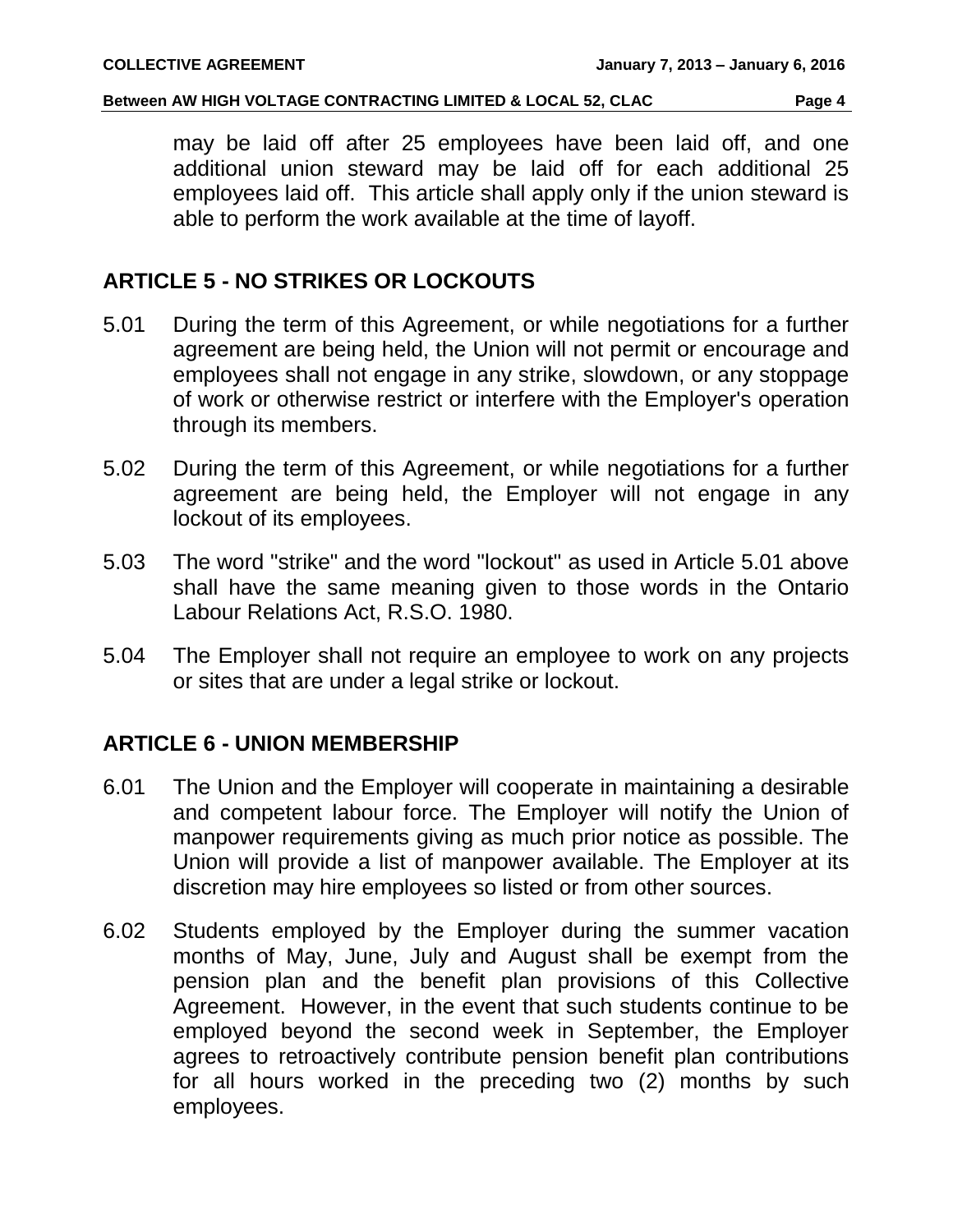may be laid off after 25 employees have been laid off, and one additional union steward may be laid off for each additional 25 employees laid off. This article shall apply only if the union steward is able to perform the work available at the time of layoff.

## ARTICLE 5 - NO STRIKES OR LOCKOUTS

5.01 During the term of this Agreement, or while negotiations for a further agreement are being held, the Union will not permit or encourage and employees shall not engage in any strike, slowdown, or any stoppage of work or otherwise restrict or interfere with the Employer's operation through its members.

5.02 During the term of this Agreement, or while negotiations for a further agreement are being held, the Employer will not engage in any lockout of its employees.

5.03 The word "strike" and the word "lockout" as used in Article 5.01 above shall have the same meaning given to those words in the Ontario Labour Relations Act, R.S.O. 1980.

5.04 The Employer shall not require an employee to work on any projects or sites that are under a legal strike or lockout.

## ARTICLE 6 - UNION MEMBERSHIP

6.01 The Union and the Employer will cooperate in maintaining a desirable and competent labour force. The Employer will notify the Union of manpower requirements giving as much prior notice as possible. The Union will provide a list of manpower available. The Employer at its discretion may hire employees so listed or from other sources.

6.02 Students employed by the Employer during the summer vacation months of May, June, July and August shall be exempt from the pension plan and the benefit plan provisions of this Collective Agreement. However, in the event that such students continue to be employed beyond the second week in September, the Employer agrees to retroactively contribute pension benefit plan contributions for all hours worked in the preceding two (2) months by such employees.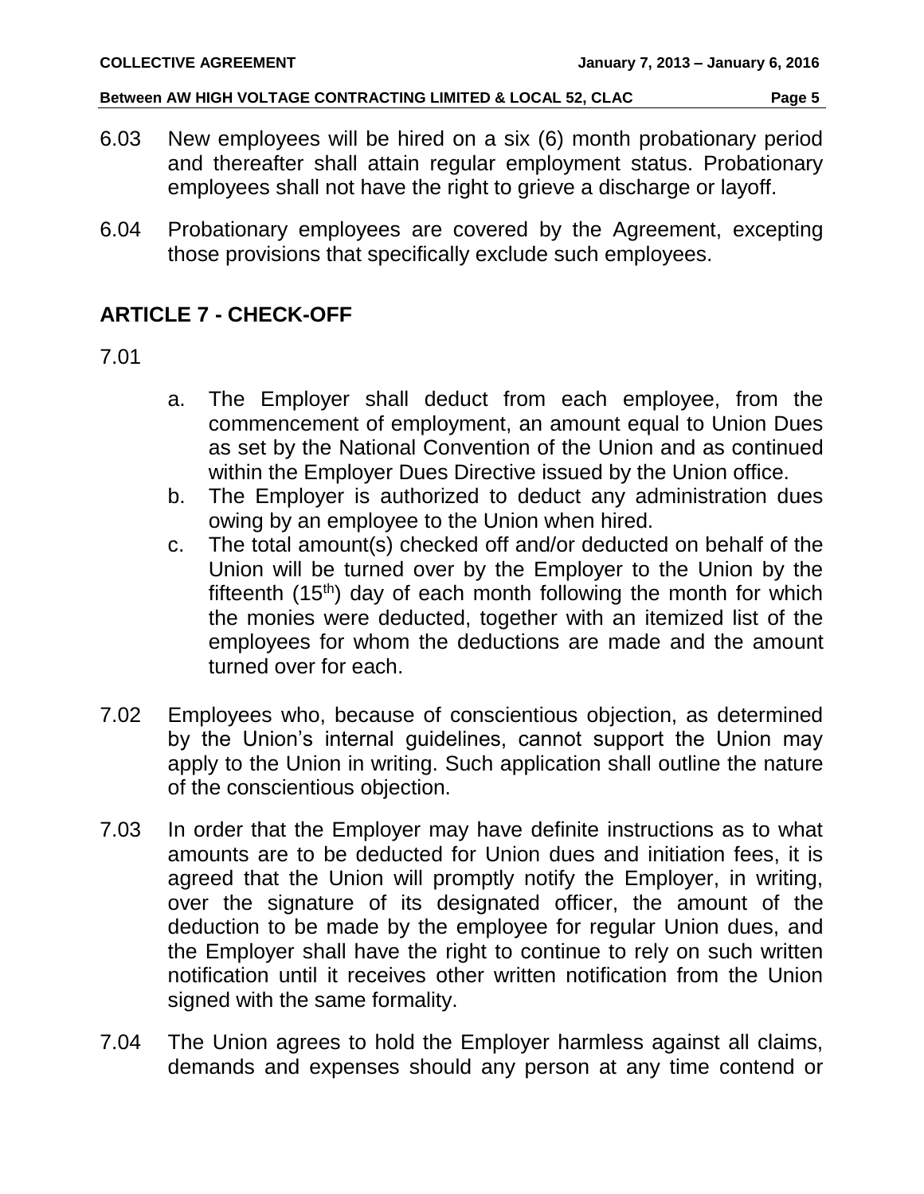6.03 New employees will be hired on a six (6) month probationary period and thereafter shall attain regular employment status. Probationary employees shall not have the right to grieve a discharge or layoff.

6.04 Probationary employees are covered by the Agreement, excepting those provisions that specifically exclude such employees.

## ARTICLE 7 - CHECK-OFF

7.01

a. The Employer shall deduct from each employee, from the commencement of employment, an amount equal to Union Dues as set by the National Convention of the Union and as continued within the Employer Dues Directive issued by the Union office.
b. The Employer is authorized to deduct any administration dues owing by an employee to the Union when hired.
c. The total amount(s) checked off and/or deducted on behalf of the Union will be turned over by the Employer to the Union by the fifteenth (15th) day of each month following the month for which the monies were deducted, together with an itemized list of the employees for whom the deductions are made and the amount turned over for each.

7.02 Employees who, because of conscientious objection, as determined by the Union's internal guidelines, cannot support the Union may apply to the Union in writing. Such application shall outline the nature of the conscientious objection.

7.03 In order that the Employer may have definite instructions as to what amounts are to be deducted for Union dues and initiation fees, it is agreed that the Union will promptly notify the Employer, in writing, over the signature of its designated officer, the amount of the deduction to be made by the employee for regular Union dues, and the Employer shall have the right to continue to rely on such written notification until it receives other written notification from the Union signed with the same formality.

7.04 The Union agrees to hold the Employer harmless against all claims, demands and expenses should any person at any time contend or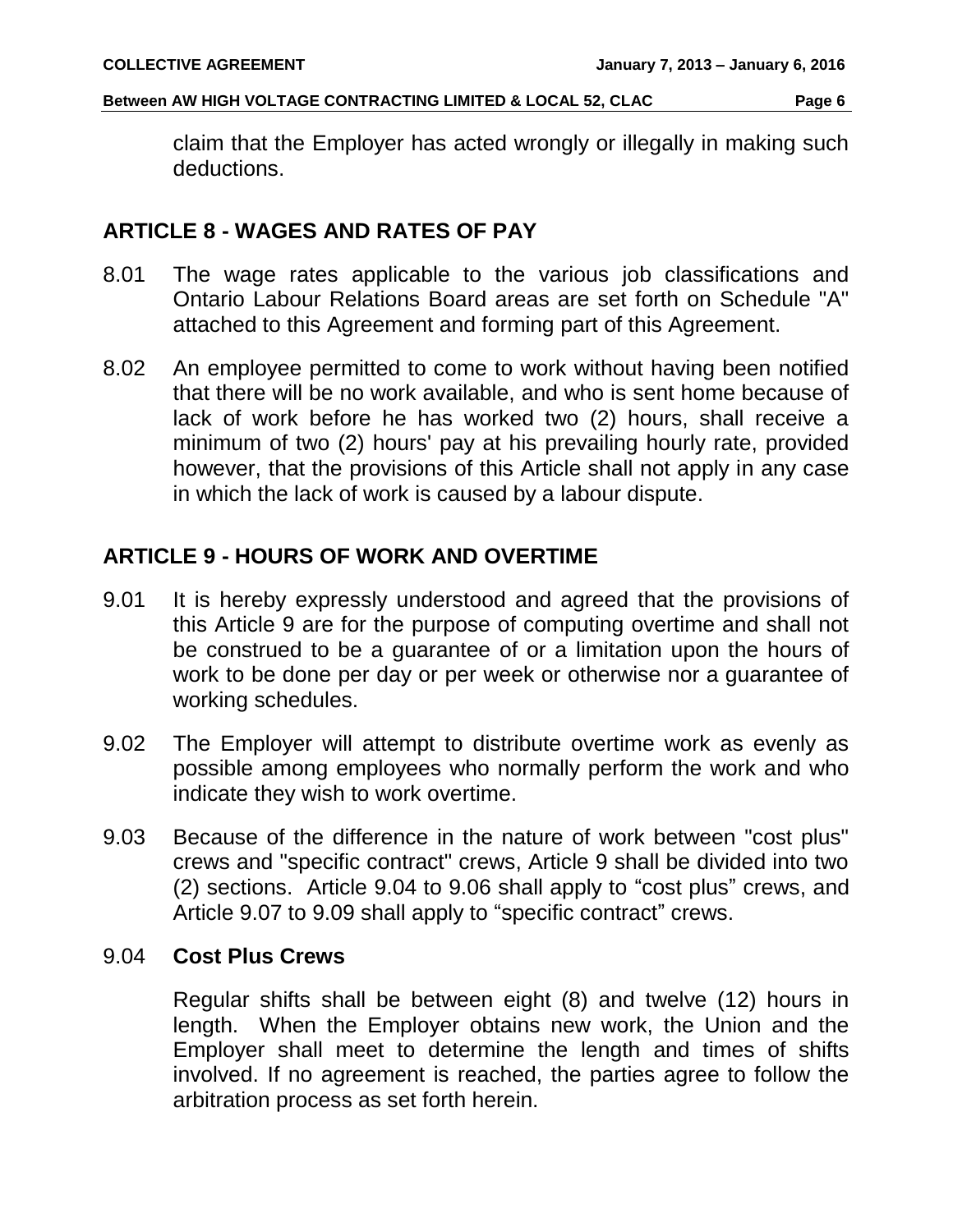claim that the Employer has acted wrongly or illegally in making such deductions.

## ARTICLE 8 - WAGES AND RATES OF PAY

8.01 The wage rates applicable to the various job classifications and Ontario Labour Relations Board areas are set forth on Schedule "A" attached to this Agreement and forming part of this Agreement.

8.02 An employee permitted to come to work without having been notified that there will be no work available, and who is sent home because of lack of work before he has worked two (2) hours, shall receive a minimum of two (2) hours' pay at his prevailing hourly rate, provided however, that the provisions of this Article shall not apply in any case in which the lack of work is caused by a labour dispute.

## ARTICLE 9 - HOURS OF WORK AND OVERTIME

9.01 It is hereby expressly understood and agreed that the provisions of this Article 9 are for the purpose of computing overtime and shall not be construed to be a guarantee of or a limitation upon the hours of work to be done per day or per week or otherwise nor a guarantee of working schedules.

9.02 The Employer will attempt to distribute overtime work as evenly as possible among employees who normally perform the work and who indicate they wish to work overtime.

9.03 Because of the difference in the nature of work between "cost plus" crews and "specific contract" crews, Article 9 shall be divided into two (2) sections. Article 9.04 to 9.06 shall apply to “cost plus” crews, and Article 9.07 to 9.09 shall apply to “specific contract” crews.

9.04 **Cost Plus Crews**

Regular shifts shall be between eight (8) and twelve (12) hours in length. When the Employer obtains new work, the Union and the Employer shall meet to determine the length and times of shifts involved. If no agreement is reached, the parties agree to follow the arbitration process as set forth herein.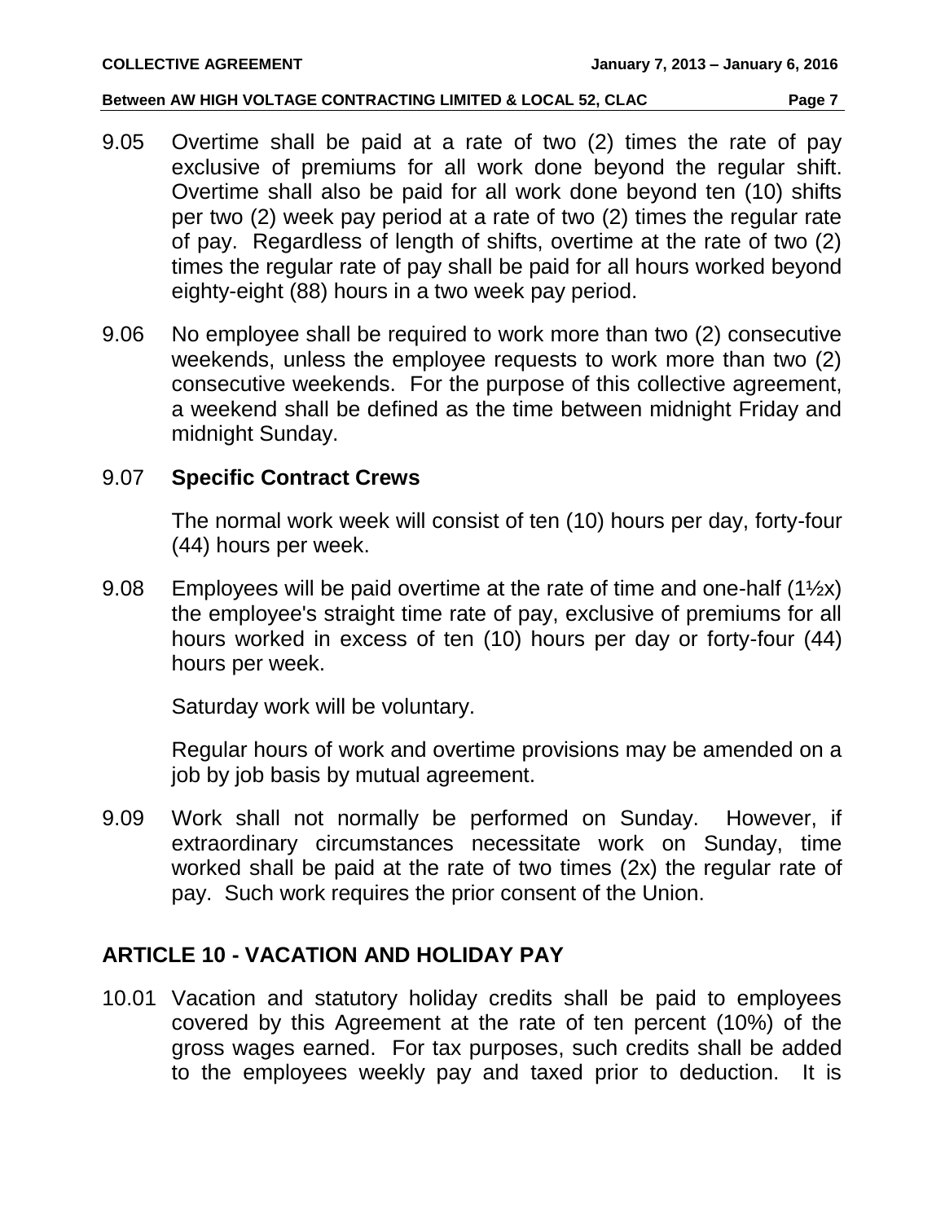9.05 Overtime shall be paid at a rate of two (2) times the rate of pay exclusive of premiums for all work done beyond the regular shift. Overtime shall also be paid for all work done beyond ten (10) shifts per two (2) week pay period at a rate of two (2) times the regular rate of pay. Regardless of length of shifts, overtime at the rate of two (2) times the regular rate of pay shall be paid for all hours worked beyond eighty-eight (88) hours in a two week pay period.

9.06 No employee shall be required to work more than two (2) consecutive weekends, unless the employee requests to work more than two (2) consecutive weekends. For the purpose of this collective agreement, a weekend shall be defined as the time between midnight Friday and midnight Sunday.

9.07 **Specific Contract Crews**

The normal work week will consist of ten (10) hours per day, forty-four (44) hours per week.

9.08 Employees will be paid overtime at the rate of time and one-half (1½x) the employee's straight time rate of pay, exclusive of premiums for all hours worked in excess of ten (10) hours per day or forty-four (44) hours per week.

Saturday work will be voluntary.

Regular hours of work and overtime provisions may be amended on a job by job basis by mutual agreement.

9.09 Work shall not normally be performed on Sunday. However, if extraordinary circumstances necessitate work on Sunday, time worked shall be paid at the rate of two times (2x) the regular rate of pay. Such work requires the prior consent of the Union.

## ARTICLE 10 - VACATION AND HOLIDAY PAY

10.01 Vacation and statutory holiday credits shall be paid to employees covered by this Agreement at the rate of ten percent (10%) of the gross wages earned. For tax purposes, such credits shall be added to the employees weekly pay and taxed prior to deduction. It is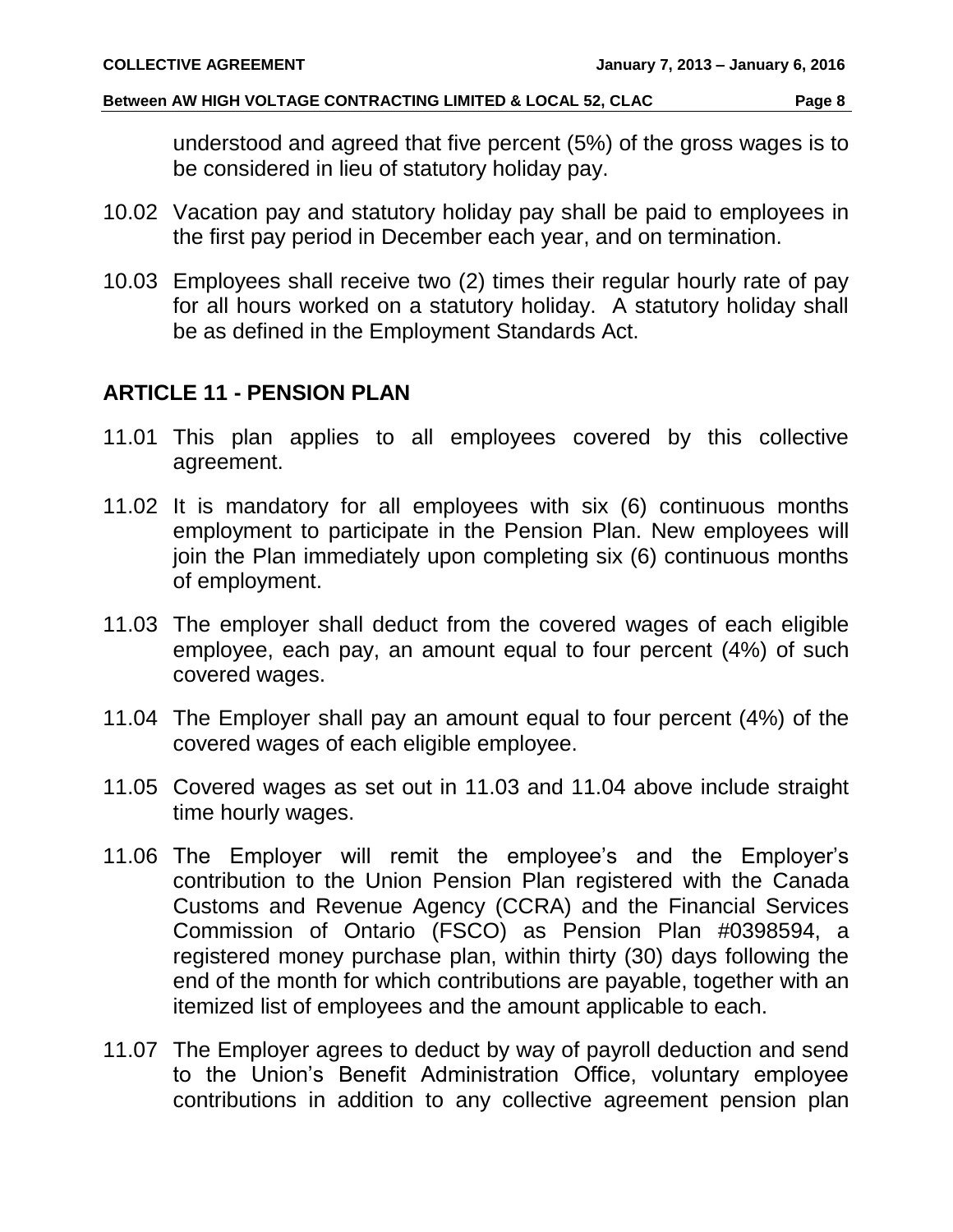understood and agreed that five percent (5%) of the gross wages is to be considered in lieu of statutory holiday pay.

10.02 Vacation pay and statutory holiday pay shall be paid to employees in the first pay period in December each year, and on termination.

10.03 Employees shall receive two (2) times their regular hourly rate of pay for all hours worked on a statutory holiday. A statutory holiday shall be as defined in the Employment Standards Act.

## ARTICLE 11 - PENSION PLAN

11.01 This plan applies to all employees covered by this collective agreement.

11.02 It is mandatory for all employees with six (6) continuous months employment to participate in the Pension Plan. New employees will join the Plan immediately upon completing six (6) continuous months of employment.

11.03 The employer shall deduct from the covered wages of each eligible employee, each pay, an amount equal to four percent (4%) of such covered wages.

11.04 The Employer shall pay an amount equal to four percent (4%) of the covered wages of each eligible employee.

11.05 Covered wages as set out in 11.03 and 11.04 above include straight time hourly wages.

11.06 The Employer will remit the employee's and the Employer's contribution to the Union Pension Plan registered with the Canada Customs and Revenue Agency (CCRA) and the Financial Services Commission of Ontario (FSCO) as Pension Plan #0398594, a registered money purchase plan, within thirty (30) days following the end of the month for which contributions are payable, together with an itemized list of employees and the amount applicable to each.

11.07 The Employer agrees to deduct by way of payroll deduction and send to the Union's Benefit Administration Office, voluntary employee contributions in addition to any collective agreement pension plan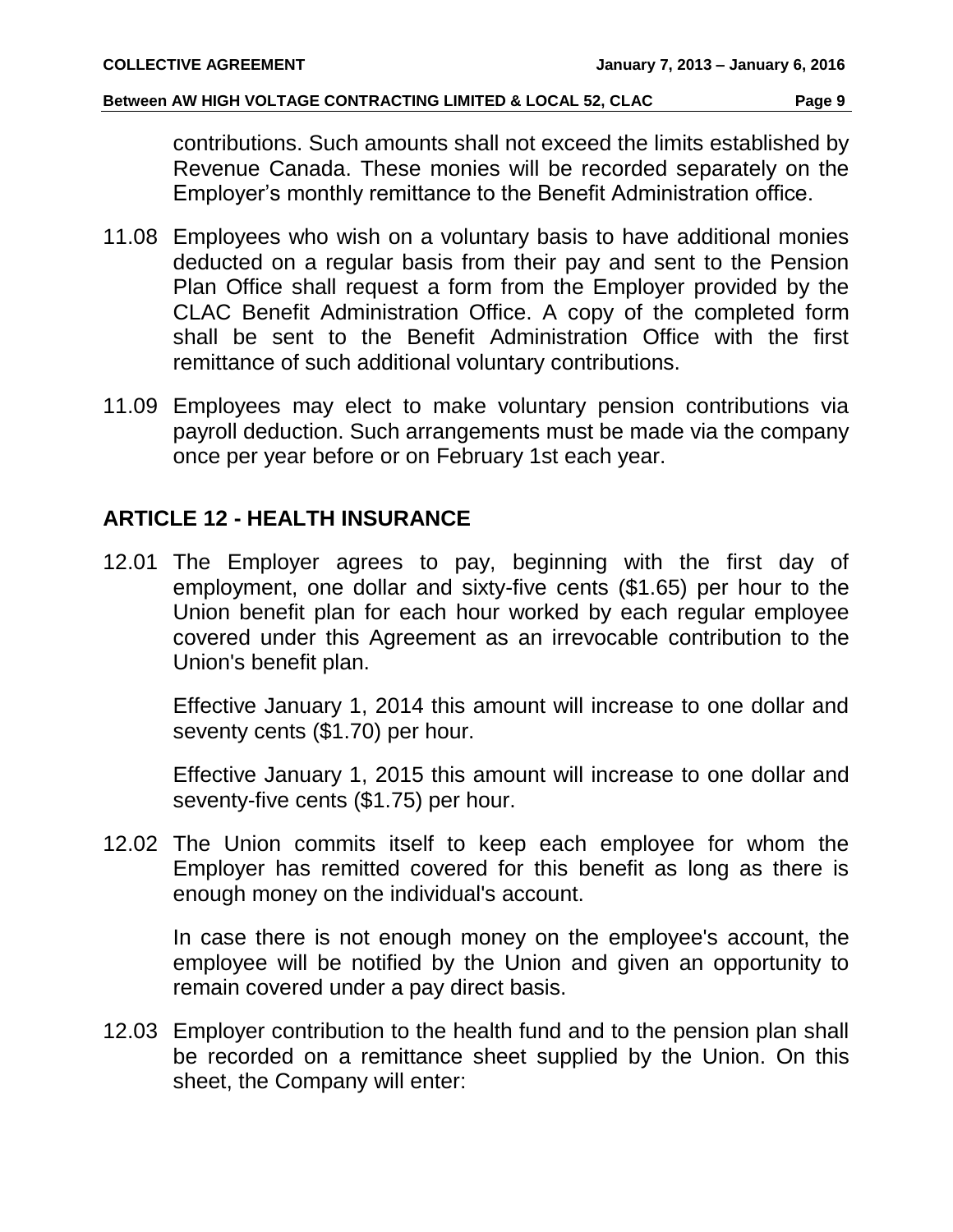contributions. Such amounts shall not exceed the limits established by Revenue Canada. These monies will be recorded separately on the Employer's monthly remittance to the Benefit Administration office.

11.08 Employees who wish on a voluntary basis to have additional monies deducted on a regular basis from their pay and sent to the Pension Plan Office shall request a form from the Employer provided by the CLAC Benefit Administration Office. A copy of the completed form shall be sent to the Benefit Administration Office with the first remittance of such additional voluntary contributions.

11.09 Employees may elect to make voluntary pension contributions via payroll deduction. Such arrangements must be made via the company once per year before or on February 1st each year.

## ARTICLE 12 - HEALTH INSURANCE

12.01 The Employer agrees to pay, beginning with the first day of employment, one dollar and sixty-five cents ($1.65) per hour to the Union benefit plan for each hour worked by each regular employee covered under this Agreement as an irrevocable contribution to the Union's benefit plan.

Effective January 1, 2014 this amount will increase to one dollar and seventy cents ($1.70) per hour.

Effective January 1, 2015 this amount will increase to one dollar and seventy-five cents ($1.75) per hour.

12.02 The Union commits itself to keep each employee for whom the Employer has remitted covered for this benefit as long as there is enough money on the individual's account.

In case there is not enough money on the employee's account, the employee will be notified by the Union and given an opportunity to remain covered under a pay direct basis.

12.03 Employer contribution to the health fund and to the pension plan shall be recorded on a remittance sheet supplied by the Union. On this sheet, the Company will enter: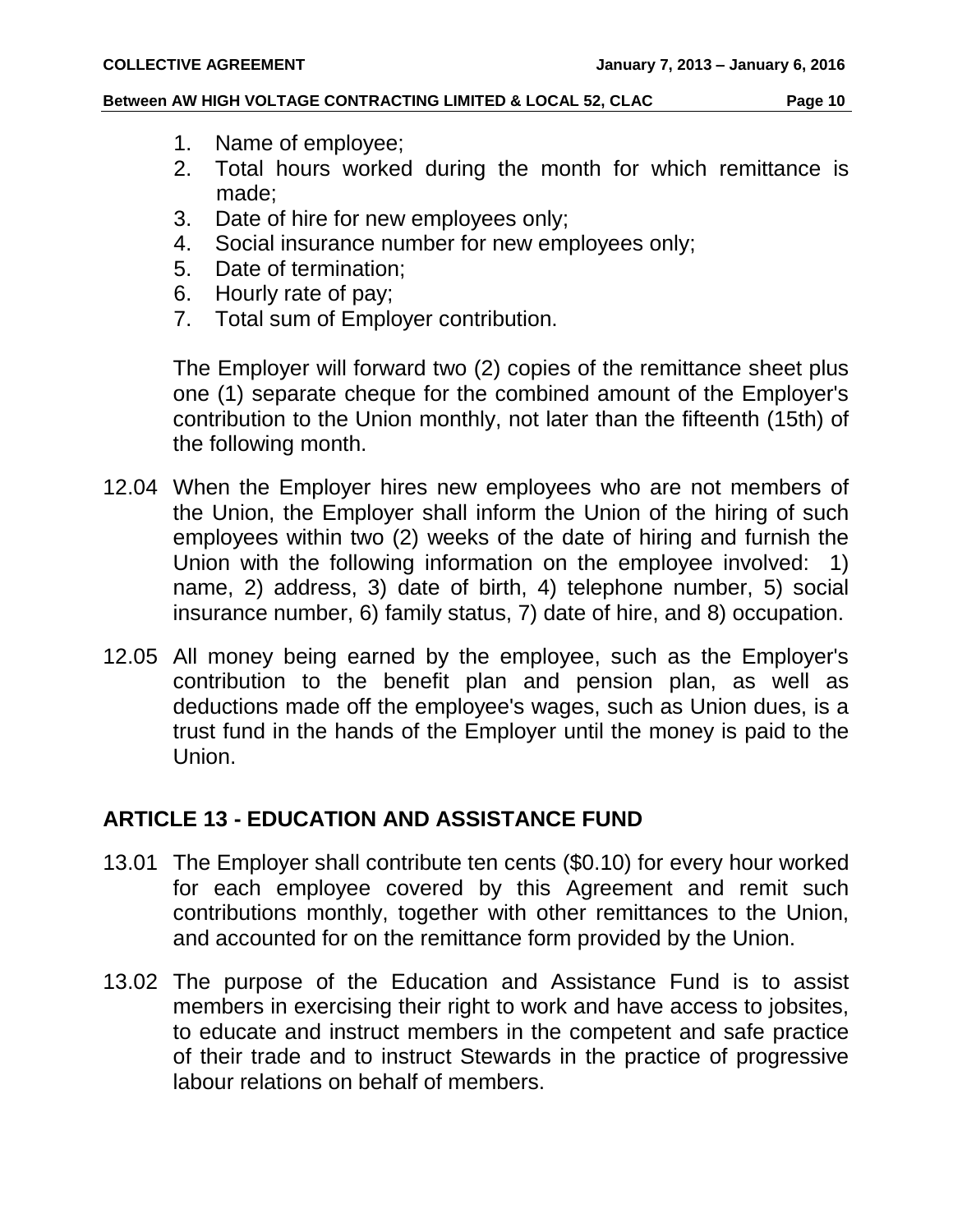1. Name of employee;
2. Total hours worked during the month for which remittance is made;
3. Date of hire for new employees only;
4. Social insurance number for new employees only;
5. Date of termination;
6. Hourly rate of pay;
7. Total sum of Employer contribution.

The Employer will forward two (2) copies of the remittance sheet plus one (1) separate cheque for the combined amount of the Employer's contribution to the Union monthly, not later than the fifteenth (15th) of the following month.

12.04 When the Employer hires new employees who are not members of the Union, the Employer shall inform the Union of the hiring of such employees within two (2) weeks of the date of hiring and furnish the Union with the following information on the employee involved: 1) name, 2) address, 3) date of birth, 4) telephone number, 5) social insurance number, 6) family status, 7) date of hire, and 8) occupation.

12.05 All money being earned by the employee, such as the Employer's contribution to the benefit plan and pension plan, as well as deductions made off the employee's wages, such as Union dues, is a trust fund in the hands of the Employer until the money is paid to the Union.

## ARTICLE 13 - EDUCATION AND ASSISTANCE FUND

13.01 The Employer shall contribute ten cents ($0.10) for every hour worked for each employee covered by this Agreement and remit such contributions monthly, together with other remittances to the Union, and accounted for on the remittance form provided by the Union.

13.02 The purpose of the Education and Assistance Fund is to assist members in exercising their right to work and have access to jobsites, to educate and instruct members in the competent and safe practice of their trade and to instruct Stewards in the practice of progressive labour relations on behalf of members.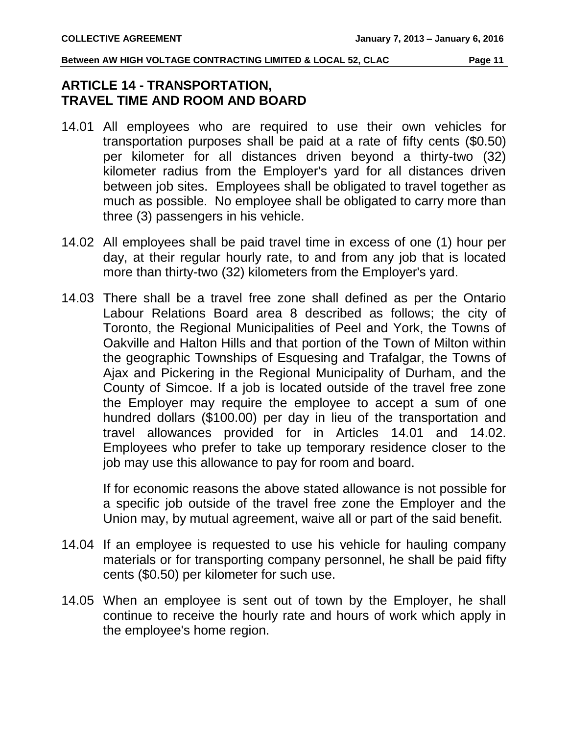## ARTICLE 14 - TRANSPORTATION, TRAVEL TIME AND ROOM AND BOARD

14.01 All employees who are required to use their own vehicles for transportation purposes shall be paid at a rate of fifty cents ($0.50) per kilometer for all distances driven beyond a thirty-two (32) kilometer radius from the Employer's yard for all distances driven between job sites. Employees shall be obligated to travel together as much as possible. No employee shall be obligated to carry more than three (3) passengers in his vehicle.

14.02 All employees shall be paid travel time in excess of one (1) hour per day, at their regular hourly rate, to and from any job that is located more than thirty-two (32) kilometers from the Employer's yard.

14.03 There shall be a travel free zone shall defined as per the Ontario Labour Relations Board area 8 described as follows; the city of Toronto, the Regional Municipalities of Peel and York, the Towns of Oakville and Halton Hills and that portion of the Town of Milton within the geographic Townships of Esquesing and Trafalgar, the Towns of Ajax and Pickering in the Regional Municipality of Durham, and the County of Simcoe. If a job is located outside of the travel free zone the Employer may require the employee to accept a sum of one hundred dollars ($100.00) per day in lieu of the transportation and travel allowances provided for in Articles 14.01 and 14.02. Employees who prefer to take up temporary residence closer to the job may use this allowance to pay for room and board.

If for economic reasons the above stated allowance is not possible for a specific job outside of the travel free zone the Employer and the Union may, by mutual agreement, waive all or part of the said benefit.

14.04 If an employee is requested to use his vehicle for hauling company materials or for transporting company personnel, he shall be paid fifty cents ($0.50) per kilometer for such use.

14.05 When an employee is sent out of town by the Employer, he shall continue to receive the hourly rate and hours of work which apply in the employee's home region.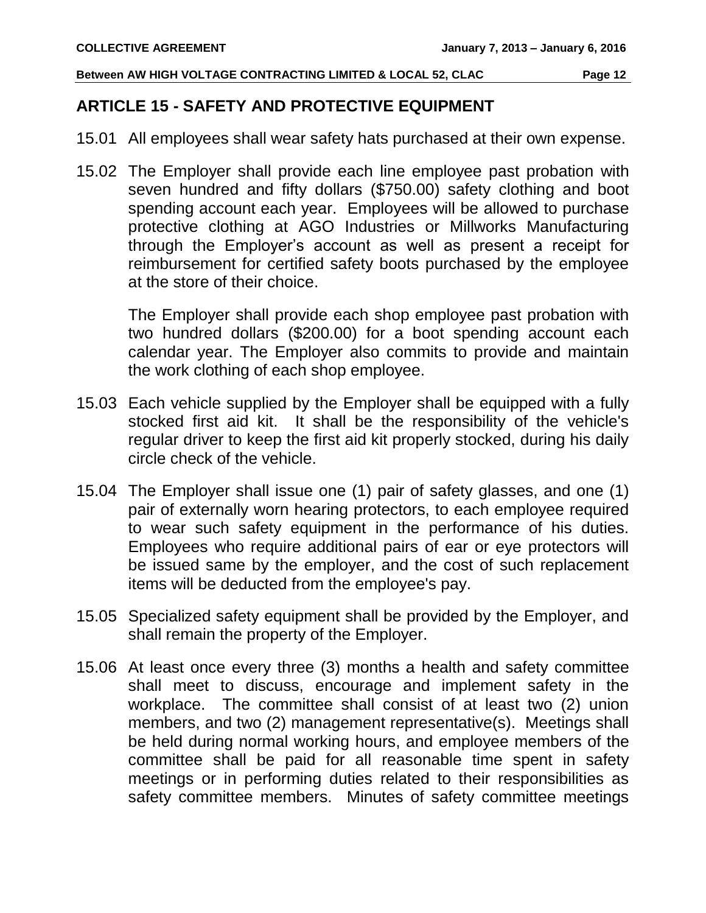## ARTICLE 15 - SAFETY AND PROTECTIVE EQUIPMENT

15.01 All employees shall wear safety hats purchased at their own expense.

15.02 The Employer shall provide each line employee past probation with seven hundred and fifty dollars ($750.00) safety clothing and boot spending account each year. Employees will be allowed to purchase protective clothing at AGO Industries or Millworks Manufacturing through the Employer's account as well as present a receipt for reimbursement for certified safety boots purchased by the employee at the store of their choice.

The Employer shall provide each shop employee past probation with two hundred dollars ($200.00) for a boot spending account each calendar year. The Employer also commits to provide and maintain the work clothing of each shop employee.

15.03 Each vehicle supplied by the Employer shall be equipped with a fully stocked first aid kit. It shall be the responsibility of the vehicle's regular driver to keep the first aid kit properly stocked, during his daily circle check of the vehicle.

15.04 The Employer shall issue one (1) pair of safety glasses, and one (1) pair of externally worn hearing protectors, to each employee required to wear such safety equipment in the performance of his duties. Employees who require additional pairs of ear or eye protectors will be issued same by the employer, and the cost of such replacement items will be deducted from the employee's pay.

15.05 Specialized safety equipment shall be provided by the Employer, and shall remain the property of the Employer.

15.06 At least once every three (3) months a health and safety committee shall meet to discuss, encourage and implement safety in the workplace. The committee shall consist of at least two (2) union members, and two (2) management representative(s). Meetings shall be held during normal working hours, and employee members of the committee shall be paid for all reasonable time spent in safety meetings or in performing duties related to their responsibilities as safety committee members. Minutes of safety committee meetings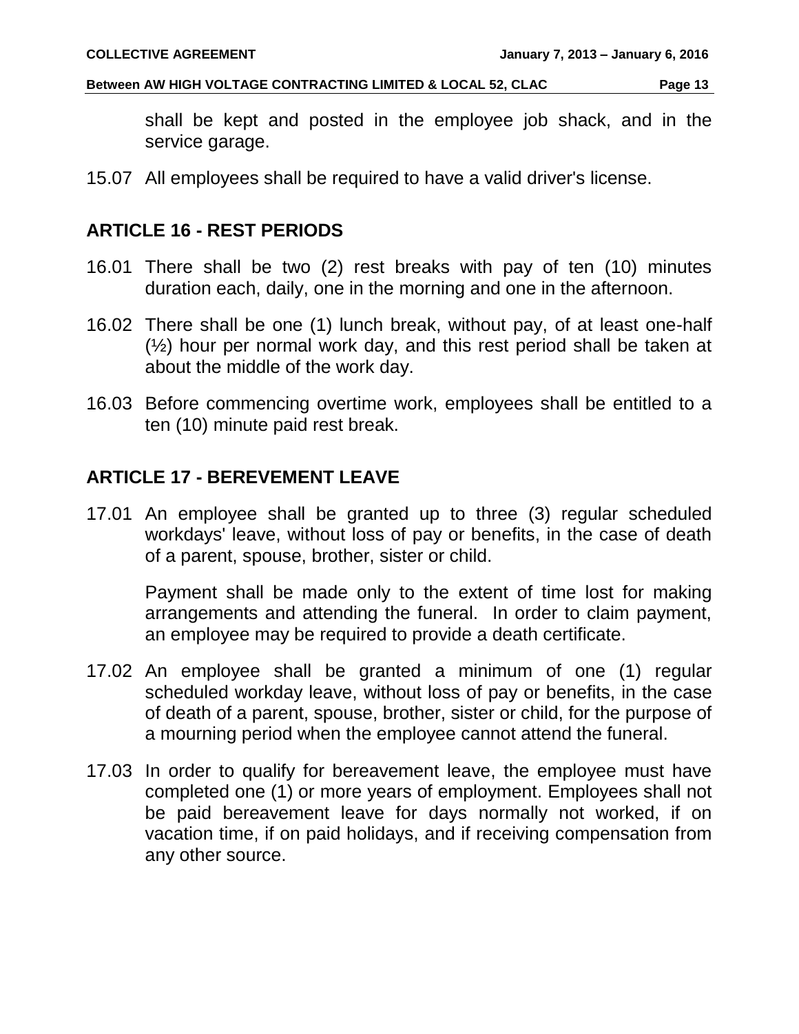shall be kept and posted in the employee job shack, and in the service garage.

15.07 All employees shall be required to have a valid driver's license.

## ARTICLE 16 - REST PERIODS

16.01 There shall be two (2) rest breaks with pay of ten (10) minutes duration each, daily, one in the morning and one in the afternoon.

16.02 There shall be one (1) lunch break, without pay, of at least one-half (½) hour per normal work day, and this rest period shall be taken at about the middle of the work day.

16.03 Before commencing overtime work, employees shall be entitled to a ten (10) minute paid rest break.

## ARTICLE 17 - BEREVEMENT LEAVE

17.01 An employee shall be granted up to three (3) regular scheduled workdays' leave, without loss of pay or benefits, in the case of death of a parent, spouse, brother, sister or child.

Payment shall be made only to the extent of time lost for making arrangements and attending the funeral. In order to claim payment, an employee may be required to provide a death certificate.

17.02 An employee shall be granted a minimum of one (1) regular scheduled workday leave, without loss of pay or benefits, in the case of death of a parent, spouse, brother, sister or child, for the purpose of a mourning period when the employee cannot attend the funeral.

17.03 In order to qualify for bereavement leave, the employee must have completed one (1) or more years of employment. Employees shall not be paid bereavement leave for days normally not worked, if on vacation time, if on paid holidays, and if receiving compensation from any other source.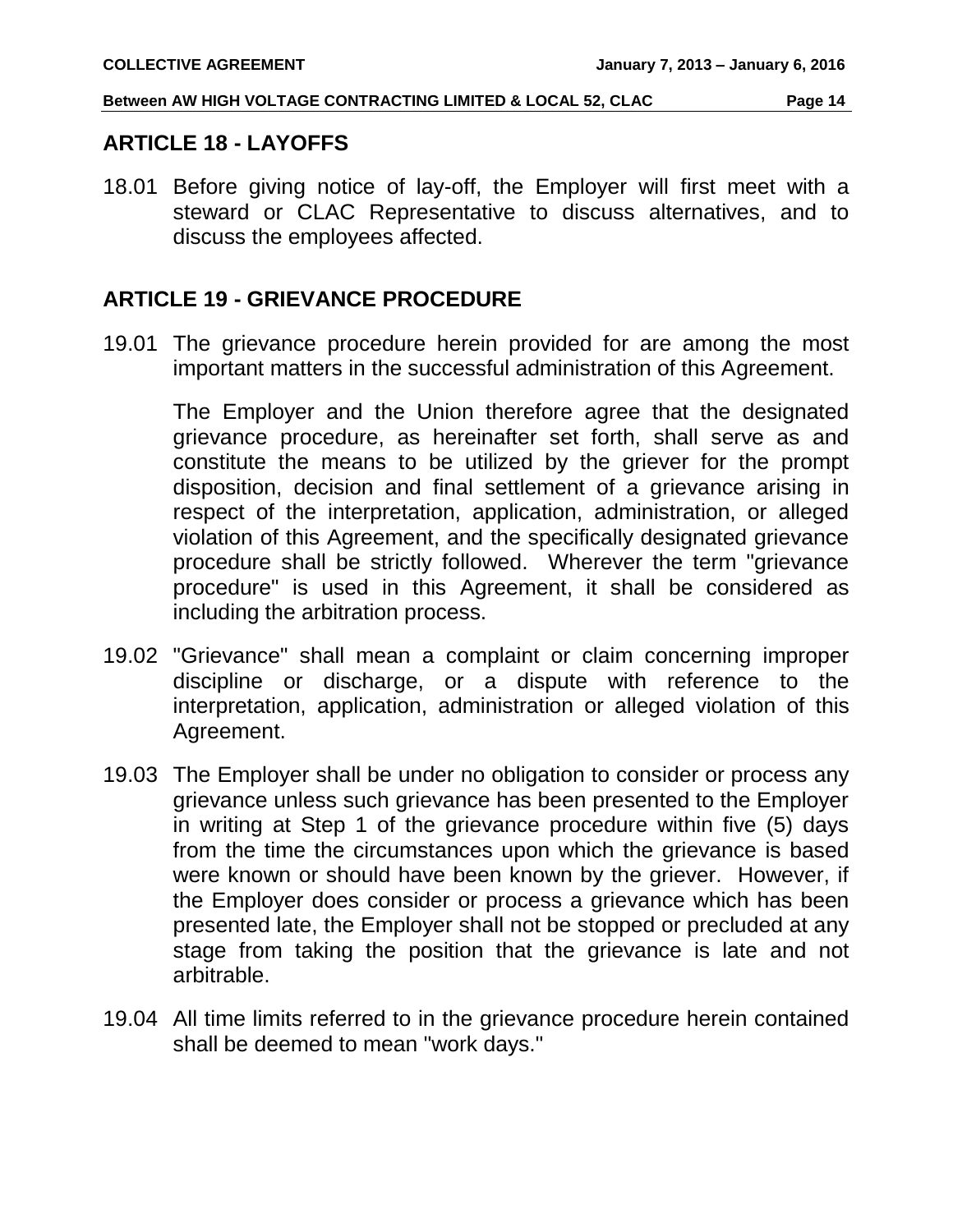## ARTICLE 18 - LAYOFFS

18.01 Before giving notice of lay-off, the Employer will first meet with a steward or CLAC Representative to discuss alternatives, and to discuss the employees affected.

## ARTICLE 19 - GRIEVANCE PROCEDURE

19.01 The grievance procedure herein provided for are among the most important matters in the successful administration of this Agreement.

The Employer and the Union therefore agree that the designated grievance procedure, as hereinafter set forth, shall serve as and constitute the means to be utilized by the griever for the prompt disposition, decision and final settlement of a grievance arising in respect of the interpretation, application, administration, or alleged violation of this Agreement, and the specifically designated grievance procedure shall be strictly followed. Wherever the term "grievance procedure" is used in this Agreement, it shall be considered as including the arbitration process.

19.02 "Grievance" shall mean a complaint or claim concerning improper discipline or discharge, or a dispute with reference to the interpretation, application, administration or alleged violation of this Agreement.

19.03 The Employer shall be under no obligation to consider or process any grievance unless such grievance has been presented to the Employer in writing at Step 1 of the grievance procedure within five (5) days from the time the circumstances upon which the grievance is based were known or should have been known by the griever. However, if the Employer does consider or process a grievance which has been presented late, the Employer shall not be stopped or precluded at any stage from taking the position that the grievance is late and not arbitrable.

19.04 All time limits referred to in the grievance procedure herein contained shall be deemed to mean "work days."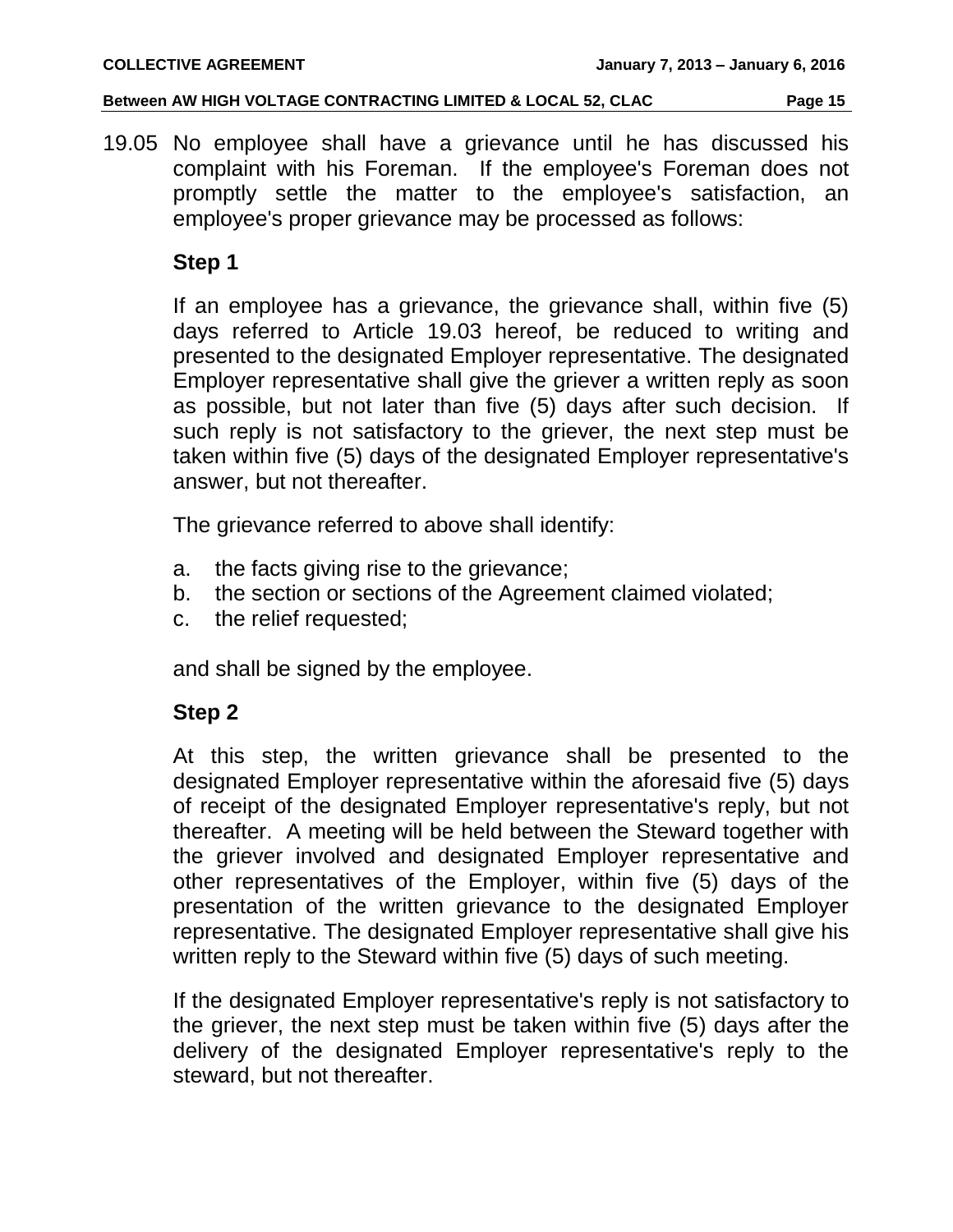19.05 No employee shall have a grievance until he has discussed his complaint with his Foreman. If the employee's Foreman does not promptly settle the matter to the employee's satisfaction, an employee's proper grievance may be processed as follows:

**Step 1**

If an employee has a grievance, the grievance shall, within five (5) days referred to Article 19.03 hereof, be reduced to writing and presented to the designated Employer representative. The designated Employer representative shall give the griever a written reply as soon as possible, but not later than five (5) days after such decision. If such reply is not satisfactory to the griever, the next step must be taken within five (5) days of the designated Employer representative's answer, but not thereafter.

The grievance referred to above shall identify:

a. the facts giving rise to the grievance;
b. the section or sections of the Agreement claimed violated;
c. the relief requested;

and shall be signed by the employee.

**Step 2**

At this step, the written grievance shall be presented to the designated Employer representative within the aforesaid five (5) days of receipt of the designated Employer representative's reply, but not thereafter. A meeting will be held between the Steward together with the griever involved and designated Employer representative and other representatives of the Employer, within five (5) days of the presentation of the written grievance to the designated Employer representative. The designated Employer representative shall give his written reply to the Steward within five (5) days of such meeting.

If the designated Employer representative's reply is not satisfactory to the griever, the next step must be taken within five (5) days after the delivery of the designated Employer representative's reply to the steward, but not thereafter.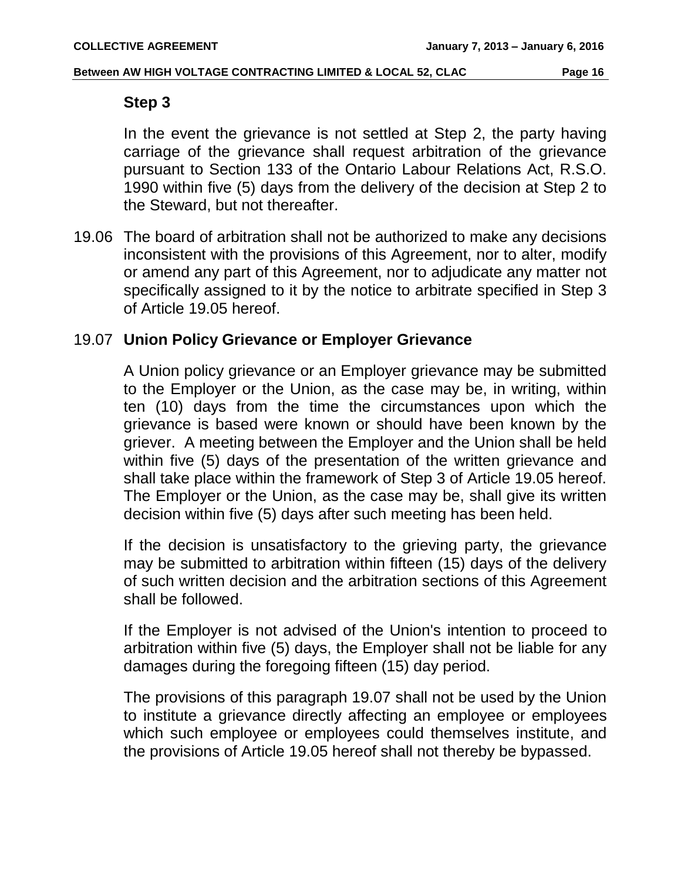### Step 3

In the event the grievance is not settled at Step 2, the party having carriage of the grievance shall request arbitration of the grievance pursuant to Section 133 of the Ontario Labour Relations Act, R.S.O. 1990 within five (5) days from the delivery of the decision at Step 2 to the Steward, but not thereafter.

19.06 The board of arbitration shall not be authorized to make any decisions inconsistent with the provisions of this Agreement, nor to alter, modify or amend any part of this Agreement, nor to adjudicate any matter not specifically assigned to it by the notice to arbitrate specified in Step 3 of Article 19.05 hereof.

19.07 **Union Policy Grievance or Employer Grievance**

A Union policy grievance or an Employer grievance may be submitted to the Employer or the Union, as the case may be, in writing, within ten (10) days from the time the circumstances upon which the grievance is based were known or should have been known by the griever. A meeting between the Employer and the Union shall be held within five (5) days of the presentation of the written grievance and shall take place within the framework of Step 3 of Article 19.05 hereof. The Employer or the Union, as the case may be, shall give its written decision within five (5) days after such meeting has been held.

If the decision is unsatisfactory to the grieving party, the grievance may be submitted to arbitration within fifteen (15) days of the delivery of such written decision and the arbitration sections of this Agreement shall be followed.

If the Employer is not advised of the Union's intention to proceed to arbitration within five (5) days, the Employer shall not be liable for any damages during the foregoing fifteen (15) day period.

The provisions of this paragraph 19.07 shall not be used by the Union to institute a grievance directly affecting an employee or employees which such employee or employees could themselves institute, and the provisions of Article 19.05 hereof shall not thereby be bypassed.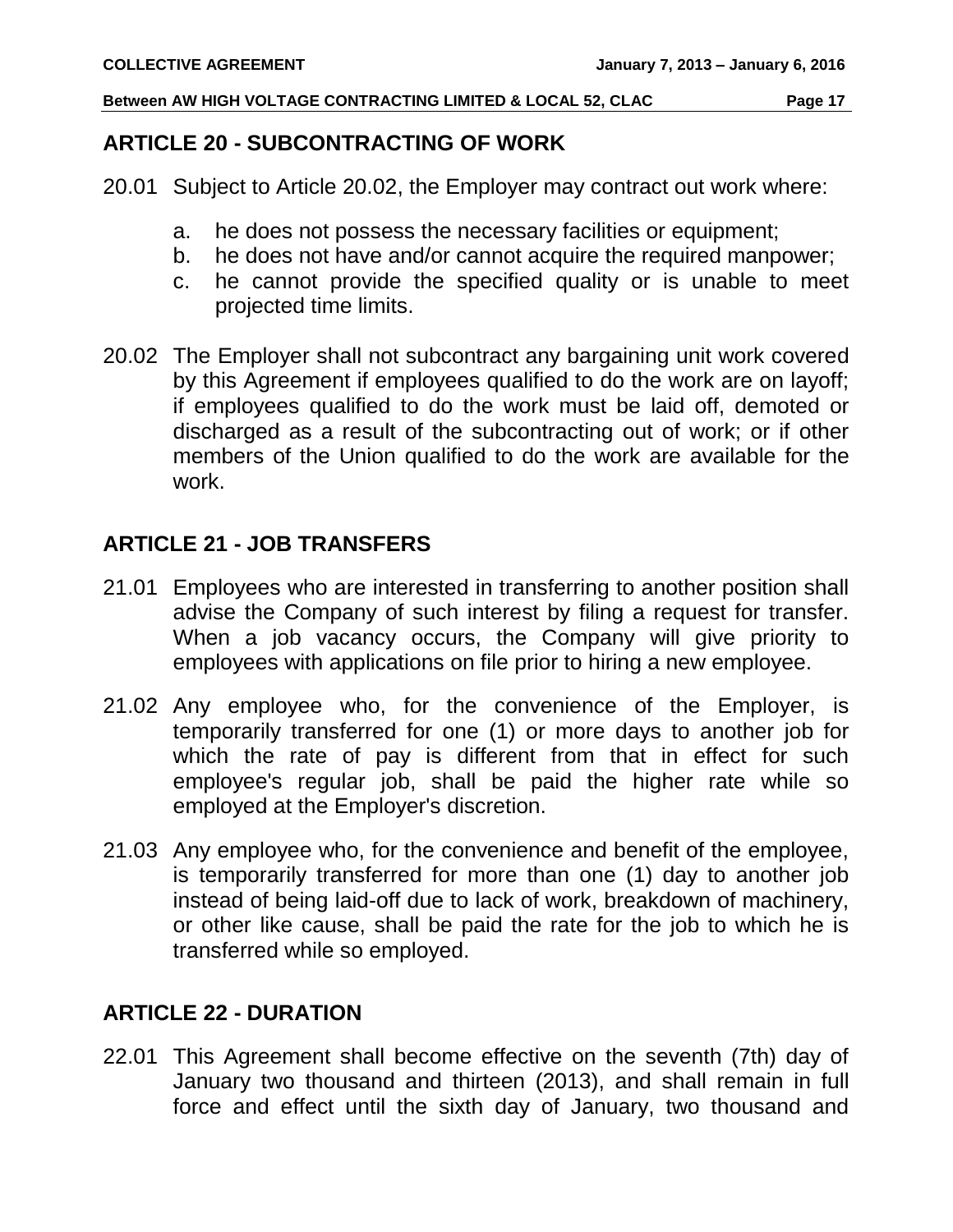## ARTICLE 20 - SUBCONTRACTING OF WORK

20.01 Subject to Article 20.02, the Employer may contract out work where:

a. he does not possess the necessary facilities or equipment;
b. he does not have and/or cannot acquire the required manpower;
c. he cannot provide the specified quality or is unable to meet projected time limits.

20.02 The Employer shall not subcontract any bargaining unit work covered by this Agreement if employees qualified to do the work are on layoff; if employees qualified to do the work must be laid off, demoted or discharged as a result of the subcontracting out of work; or if other members of the Union qualified to do the work are available for the work.

## ARTICLE 21 - JOB TRANSFERS

21.01 Employees who are interested in transferring to another position shall advise the Company of such interest by filing a request for transfer. When a job vacancy occurs, the Company will give priority to employees with applications on file prior to hiring a new employee.

21.02 Any employee who, for the convenience of the Employer, is temporarily transferred for one (1) or more days to another job for which the rate of pay is different from that in effect for such employee's regular job, shall be paid the higher rate while so employed at the Employer's discretion.

21.03 Any employee who, for the convenience and benefit of the employee, is temporarily transferred for more than one (1) day to another job instead of being laid-off due to lack of work, breakdown of machinery, or other like cause, shall be paid the rate for the job to which he is transferred while so employed.

## ARTICLE 22 - DURATION

22.01 This Agreement shall become effective on the seventh (7th) day of January two thousand and thirteen (2013), and shall remain in full force and effect until the sixth day of January, two thousand and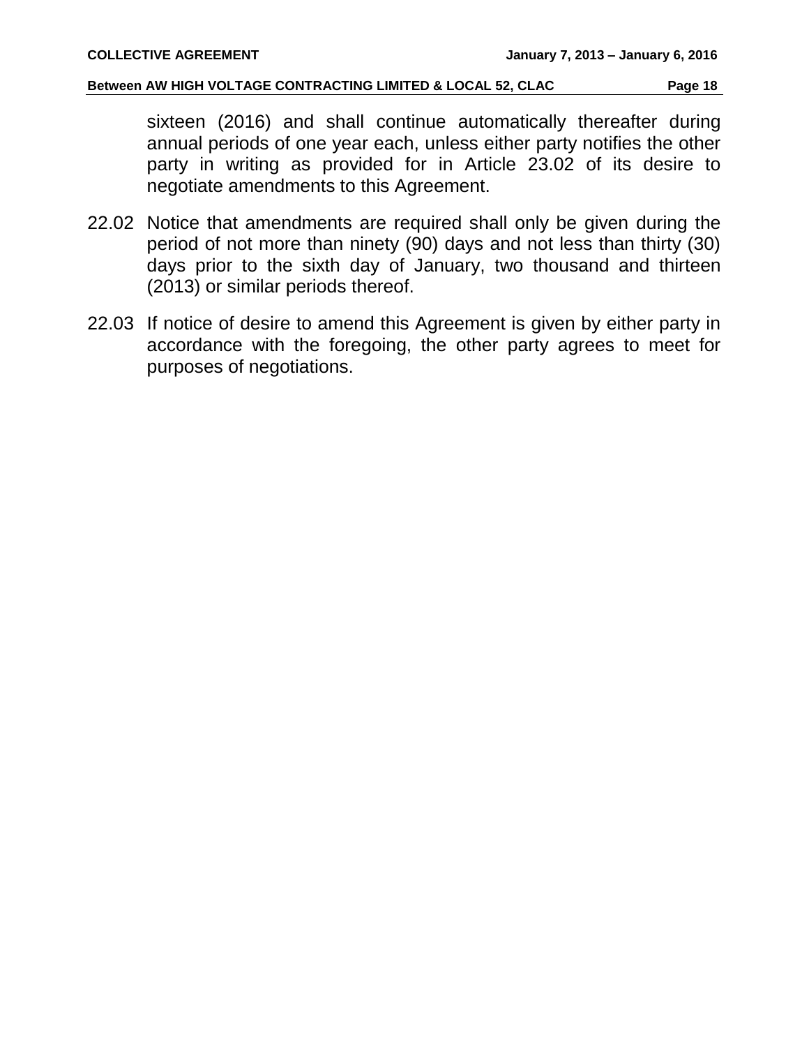sixteen (2016) and shall continue automatically thereafter during annual periods of one year each, unless either party notifies the other party in writing as provided for in Article 23.02 of its desire to negotiate amendments to this Agreement.

22.02 Notice that amendments are required shall only be given during the period of not more than ninety (90) days and not less than thirty (30) days prior to the sixth day of January, two thousand and thirteen (2013) or similar periods thereof.

22.03 If notice of desire to amend this Agreement is given by either party in accordance with the foregoing, the other party agrees to meet for purposes of negotiations.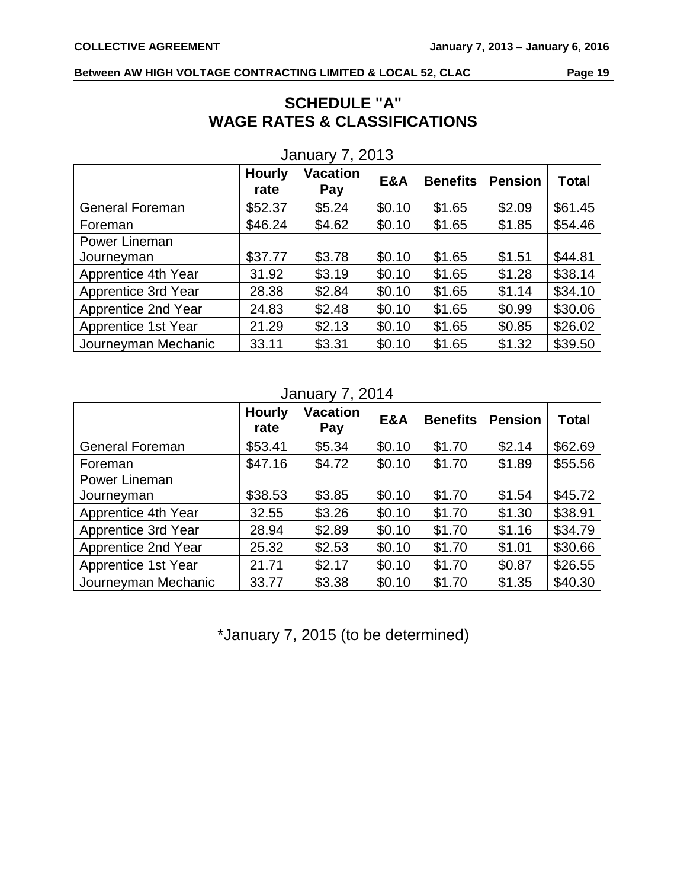# SCHEDULE "A"
# WAGE RATES & CLASSIFICATIONS

January 7, 2013

| | Hourly rate | Vacation Pay | E&A | Benefits | Pension | Total |
|---|---|---|---|---|---|---|
| General Foreman | $52.37 | $5.24 | $0.10 | $1.65 | $2.09 | $61.45 |
| Foreman | $46.24 | $4.62 | $0.10 | $1.65 | $1.85 | $54.46 |
| Power Lineman Journeyman | $37.77 | $3.78 | $0.10 | $1.65 | $1.51 | $44.81 |
| Apprentice 4th Year | 31.92 | $3.19 | $0.10 | $1.65 | $1.28 | $38.14 |
| Apprentice 3rd Year | 28.38 | $2.84 | $0.10 | $1.65 | $1.14 | $34.10 |
| Apprentice 2nd Year | 24.83 | $2.48 | $0.10 | $1.65 | $0.99 | $30.06 |
| Apprentice 1st Year | 21.29 | $2.13 | $0.10 | $1.65 | $0.85 | $26.02 |
| Journeyman Mechanic | 33.11 | $3.31 | $0.10 | $1.65 | $1.32 | $39.50 |

January 7, 2014

| | Hourly rate | Vacation Pay | E&A | Benefits | Pension | Total |
|---|---|---|---|---|---|---|
| General Foreman | $53.41 | $5.34 | $0.10 | $1.70 | $2.14 | $62.69 |
| Foreman | $47.16 | $4.72 | $0.10 | $1.70 | $1.89 | $55.56 |
| Power Lineman Journeyman | $38.53 | $3.85 | $0.10 | $1.70 | $1.54 | $45.72 |
| Apprentice 4th Year | 32.55 | $3.26 | $0.10 | $1.70 | $1.30 | $38.91 |
| Apprentice 3rd Year | 28.94 | $2.89 | $0.10 | $1.70 | $1.16 | $34.79 |
| Apprentice 2nd Year | 25.32 | $2.53 | $0.10 | $1.70 | $1.01 | $30.66 |
| Apprentice 1st Year | 21.71 | $2.17 | $0.10 | $1.70 | $0.87 | $26.55 |
| Journeyman Mechanic | 33.77 | $3.38 | $0.10 | $1.70 | $1.35 | $40.30 |

*January 7, 2015 (to be determined)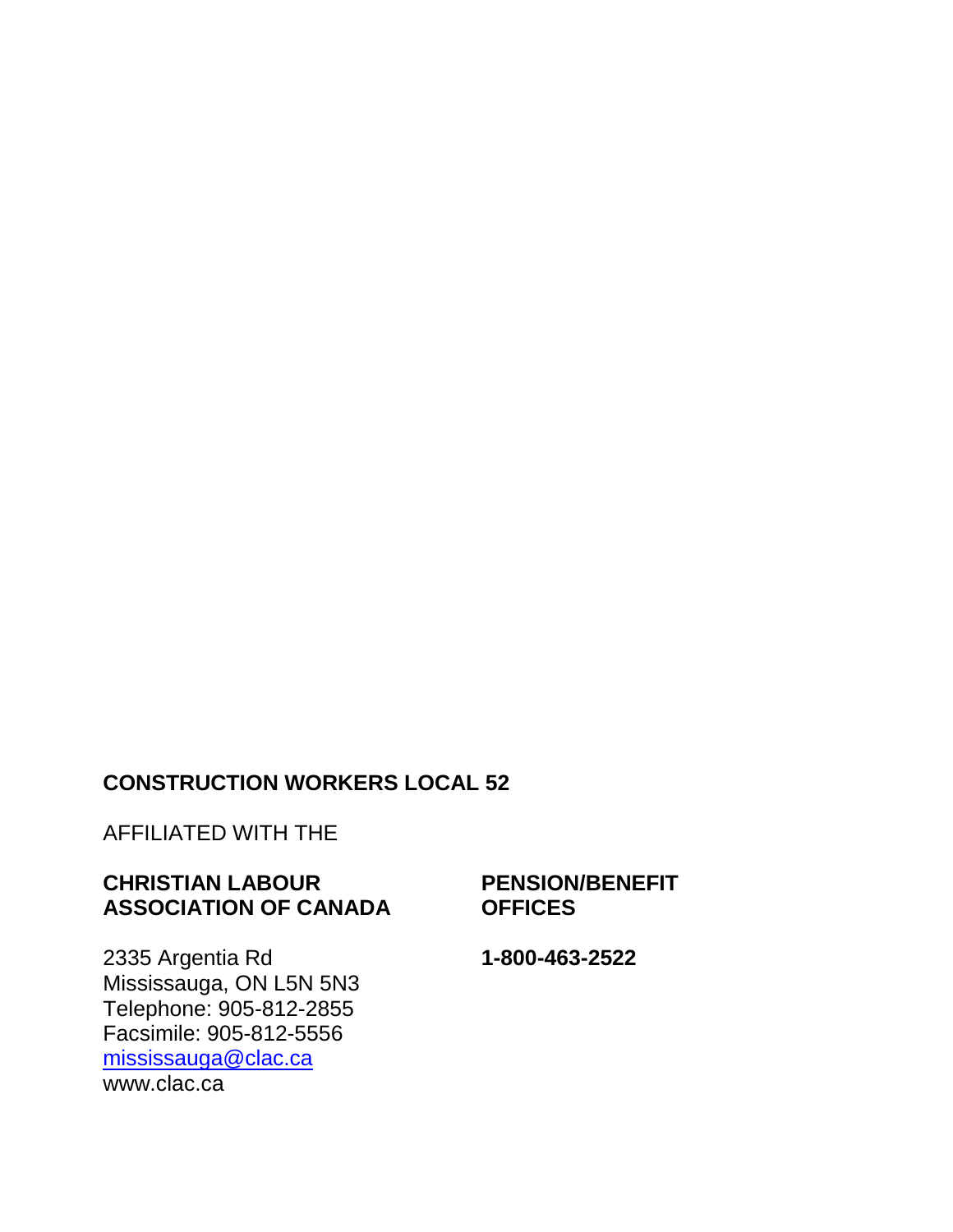**CONSTRUCTION WORKERS LOCAL 52**

AFFILIATED WITH THE

**CHRISTIAN LABOUR ASSOCIATION OF CANADA**

2335 Argentia Rd
Mississauga, ON L5N 5N3
Telephone: 905-812-2855
Facsimile: 905-812-5556
mississauga@clac.ca
www.clac.ca

**PENSION/BENEFIT OFFICES**

**1-800-463-2522**